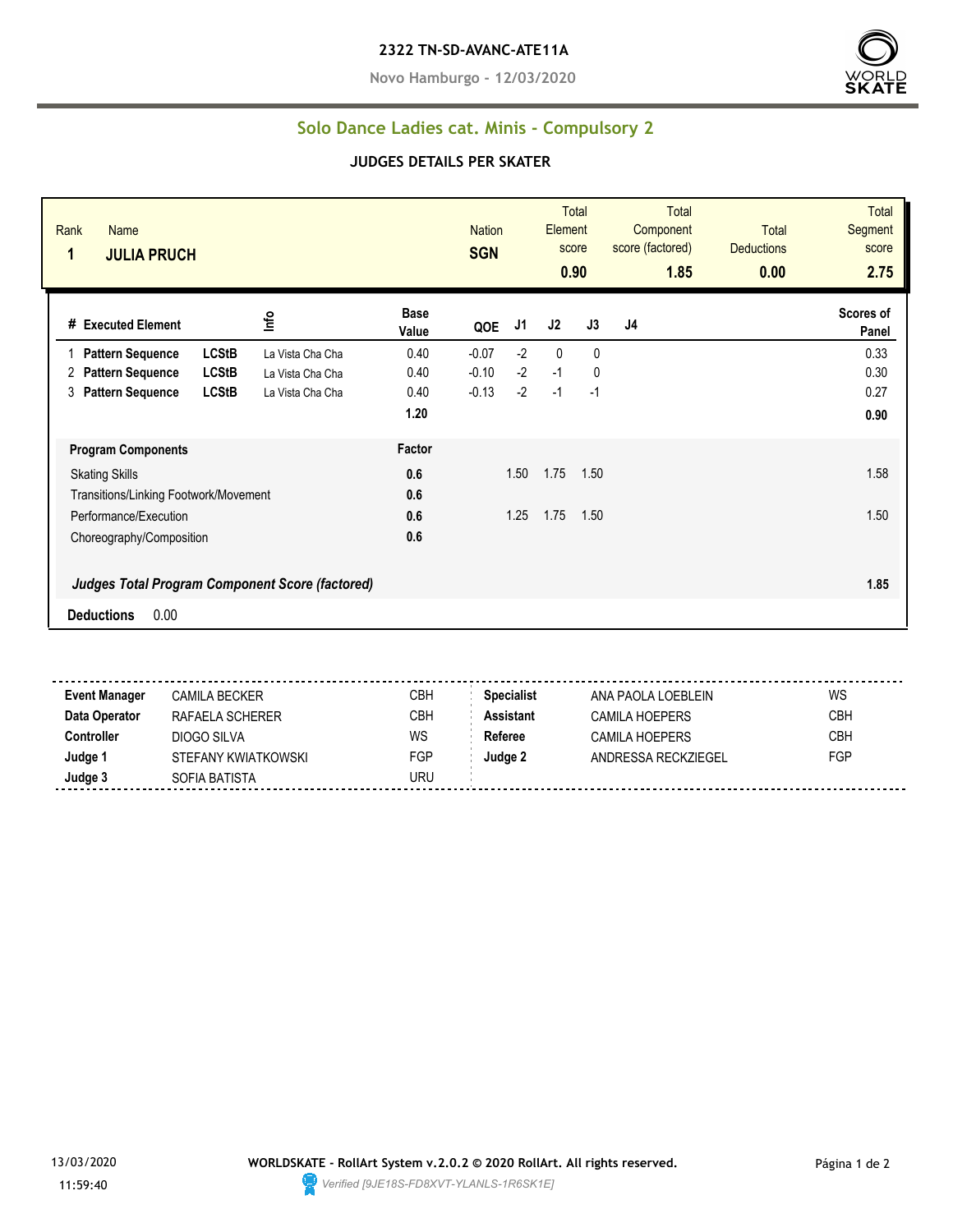**2322 TN-SD-AVANC-ATE11A**

**Novo Hamburgo - 12/03/2020**

## Solo Dance Ladies cat. Minis - Compulsory 2

### JUDGES DETAILS PER SKATER

| Rank | Name | Nation | Total Element score | Total Component score (factored) | Total Deductions | Total Segment score |
|---|---|---|---|---|---|---|
| **1** | **JULIA PRUCH** | **SGN** | **0.90** | **1.85** | **0.00** | **2.75** |

| # | Executed Element | | Info | Base Value | QOE | J1 | J2 | J3 | J4 | Scores of Panel |
|---|---|---|---|---|---|---|---|---|---|---|
| 1 | **Pattern Sequence** | **LCStB** | La Vista Cha Cha | 0.40 | -0.07 | -2 | 0 | 0 | | 0.33 |
| 2 | **Pattern Sequence** | **LCStB** | La Vista Cha Cha | 0.40 | -0.10 | -2 | -1 | 0 | | 0.30 |
| 3 | **Pattern Sequence** | **LCStB** | La Vista Cha Cha | 0.40 | -0.13 | -2 | -1 | -1 | | 0.27 |
| | | | | **1.20** | | | | | | **0.90** |

| Program Components | Factor | J1 | J2 | J3 | J4 | |
|---|---|---|---|---|---|---|
| Skating Skills | **0.6** | 1.50 | 1.75 | 1.50 | | 1.58 |
| Transitions/Linking Footwork/Movement | **0.6** | | | | | |
| Performance/Execution | **0.6** | 1.25 | 1.75 | 1.50 | | 1.50 |
| Choreography/Composition | **0.6** | | | | | |
| ***Judges Total Program Component Score (factored)*** | | | | | | **1.85** |

**Deductions** 0.00

| | | | | | |
|---|---|---|---|---|---|
| **Event Manager** | CAMILA BECKER | CBH | **Specialist** | ANA PAOLA LOEBLEIN | WS |
| **Data Operator** | RAFAELA SCHERER | CBH | **Assistant** | CAMILA HOEPERS | CBH |
| **Controller** | DIOGO SILVA | WS | **Referee** | CAMILA HOEPERS | CBH |
| **Judge 1** | STEFANY KWIATKOWSKI | FGP | **Judge 2** | ANDRESSA RECKZIEGEL | FGP |
| **Judge 3** | SOFIA BATISTA | URU | | | |

13/03/2020 11:59:40

**WORLDSKATE - RollArt System v.2.0.2 © 2020 RollArt. All rights reserved.**

*Verified [9JE18S-FD8XVT-YLANLS-1R6SK1E]*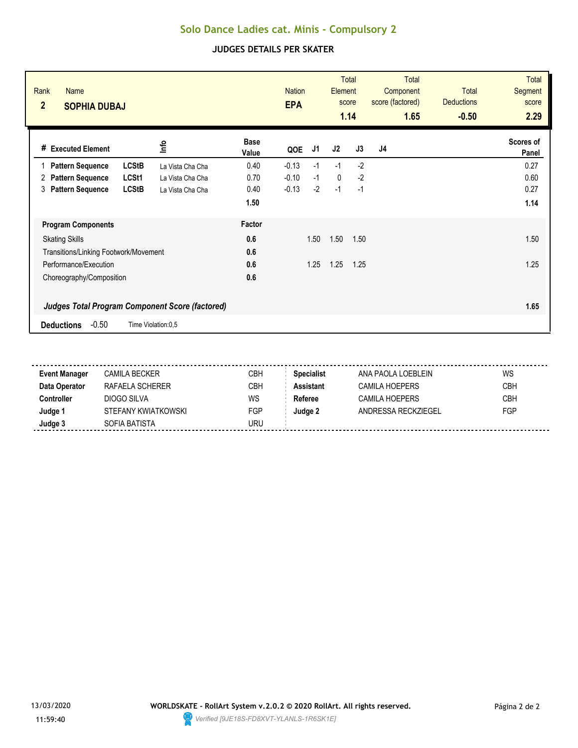# Solo Dance Ladies cat. Minis - Compulsory 2

## JUDGES DETAILS PER SKATER

| Rank | Name | Nation | Total Element score | Total Component score (factored) | Total Deductions | Total Segment score |
|---|---|---|---|---|---|---|
| 2 | **SOPHIA DUBAJ** | **EPA** | **1.14** | **1.65** | **-0.50** | **2.29** |

| # | Executed Element | | Info | Base Value | QOE | J1 | J2 | J3 | J4 | Scores of Panel |
|---|---|---|---|---|---|---|---|---|---|---|
| 1 | **Pattern Sequence** | **LCStB** | La Vista Cha Cha | 0.40 | -0.13 | -1 | -1 | -2 | | 0.27 |
| 2 | **Pattern Sequence** | **LCSt1** | La Vista Cha Cha | 0.70 | -0.10 | -1 | 0 | -2 | | 0.60 |
| 3 | **Pattern Sequence** | **LCStB** | La Vista Cha Cha | 0.40 | -0.13 | -2 | -1 | -1 | | 0.27 |
| | | | | **1.50** | | | | | | **1.14** |

| Program Components | Factor | J1 | J2 | J3 | J4 | Scores of Panel |
|---|---|---|---|---|---|---|
| Skating Skills | **0.6** | 1.50 | 1.50 | 1.50 | | 1.50 |
| Transitions/Linking Footwork/Movement | **0.6** | | | | | |
| Performance/Execution | **0.6** | 1.25 | 1.25 | 1.25 | | 1.25 |
| Choreography/Composition | **0.6** | | | | | |
| ***Judges Total Program Component Score (factored)*** | | | | | | **1.65** |

**Deductions** -0.50 Time Violation:0,5

| | | | | | |
|---|---|---|---|---|---|
| **Event Manager** | CAMILA BECKER | CBH | **Specialist** | ANA PAOLA LOEBLEIN | WS |
| **Data Operator** | RAFAELA SCHERER | CBH | **Assistant** | CAMILA HOEPERS | CBH |
| **Controller** | DIOGO SILVA | WS | **Referee** | CAMILA HOEPERS | CBH |
| **Judge 1** | STEFANY KWIATKOWSKI | FGP | **Judge 2** | ANDRESSA RECKZIEGEL | FGP |
| **Judge 3** | SOFIA BATISTA | URU | | | |

13/03/2020 11:59:40

**WORLDSKATE - RollArt System v.2.0.2 © 2020 RollArt. All rights reserved.**

*Verified [9JE18S-FD8XVT-YLANLS-1R6SK1E]*